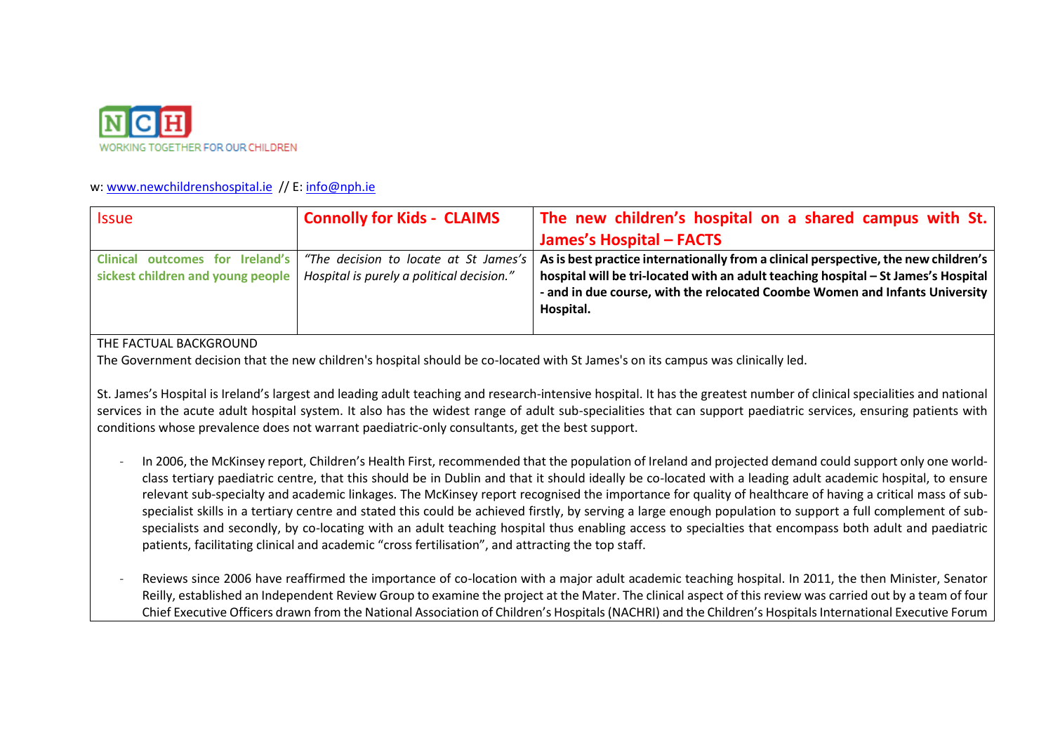NCH

WORKING TOGETHER FOR OUR CHILDREN

w: www.newchildrenshospital.ie // E: info@nph.ie

| Issue | Connolly for Kids - CLAIMS | The new children's hospital on a shared campus with St. James's Hospital – FACTS |
|---|---|---|
| Clinical outcomes for Ireland's sickest children and young people | *"The decision to locate at St James's Hospital is purely a political decision."* | **As is best practice internationally from a clinical perspective, the new children's hospital will be tri-located with an adult teaching hospital – St James's Hospital - and in due course, with the relocated Coombe Women and Infants University Hospital.** |

THE FACTUAL BACKGROUND

The Government decision that the new children's hospital should be co-located with St James's on its campus was clinically led.

St. James's Hospital is Ireland's largest and leading adult teaching and research-intensive hospital. It has the greatest number of clinical specialities and national services in the acute adult hospital system. It also has the widest range of adult sub-specialities that can support paediatric services, ensuring patients with conditions whose prevalence does not warrant paediatric-only consultants, get the best support.

- In 2006, the McKinsey report, Children's Health First, recommended that the population of Ireland and projected demand could support only one world-class tertiary paediatric centre, that this should be in Dublin and that it should ideally be co-located with a leading adult academic hospital, to ensure relevant sub-specialty and academic linkages. The McKinsey report recognised the importance for quality of healthcare of having a critical mass of sub-specialist skills in a tertiary centre and stated this could be achieved firstly, by serving a large enough population to support a full complement of sub-specialists and secondly, by co-locating with an adult teaching hospital thus enabling access to specialties that encompass both adult and paediatric patients, facilitating clinical and academic "cross fertilisation", and attracting the top staff.

- Reviews since 2006 have reaffirmed the importance of co-location with a major adult academic teaching hospital. In 2011, the then Minister, Senator Reilly, established an Independent Review Group to examine the project at the Mater. The clinical aspect of this review was carried out by a team of four Chief Executive Officers drawn from the National Association of Children's Hospitals (NACHRI) and the Children's Hospitals International Executive Forum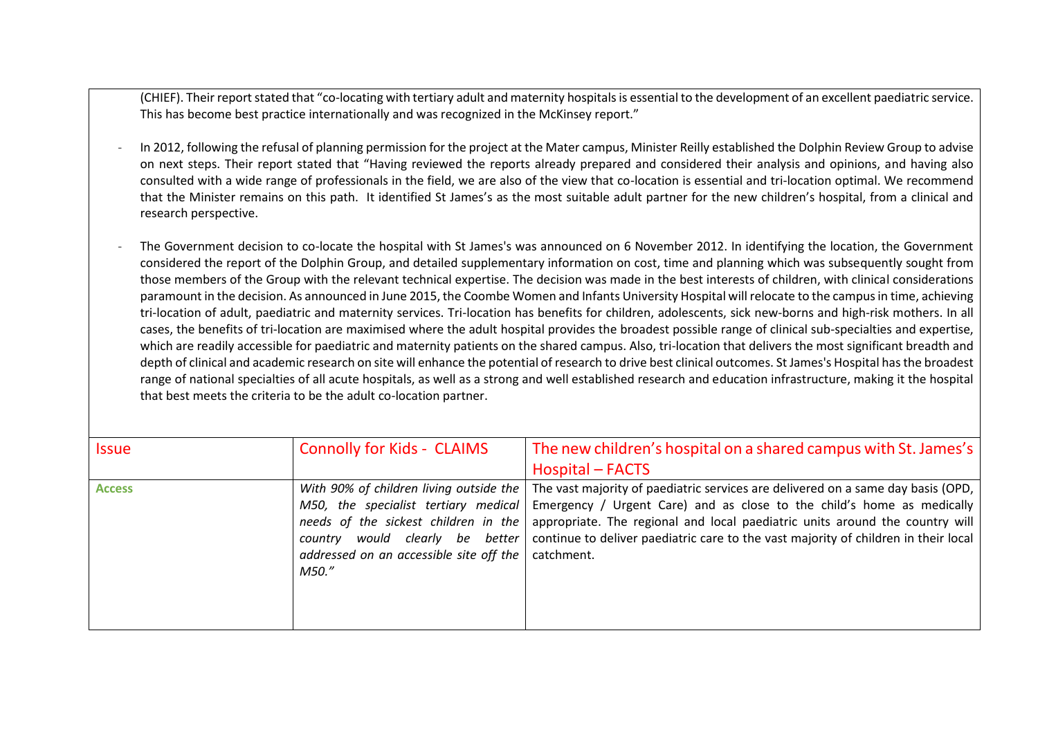(CHIEF). Their report stated that "co-locating with tertiary adult and maternity hospitals is essential to the development of an excellent paediatric service. This has become best practice internationally and was recognized in the McKinsey report."

- In 2012, following the refusal of planning permission for the project at the Mater campus, Minister Reilly established the Dolphin Review Group to advise on next steps. Their report stated that "Having reviewed the reports already prepared and considered their analysis and opinions, and having also consulted with a wide range of professionals in the field, we are also of the view that co-location is essential and tri-location optimal. We recommend that the Minister remains on this path. It identified St James's as the most suitable adult partner for the new children's hospital, from a clinical and research perspective.

- The Government decision to co-locate the hospital with St James's was announced on 6 November 2012. In identifying the location, the Government considered the report of the Dolphin Group, and detailed supplementary information on cost, time and planning which was subsequently sought from those members of the Group with the relevant technical expertise. The decision was made in the best interests of children, with clinical considerations paramount in the decision. As announced in June 2015, the Coombe Women and Infants University Hospital will relocate to the campus in time, achieving tri-location of adult, paediatric and maternity services. Tri-location has benefits for children, adolescents, sick new-borns and high-risk mothers. In all cases, the benefits of tri-location are maximised where the adult hospital provides the broadest possible range of clinical sub-specialties and expertise, which are readily accessible for paediatric and maternity patients on the shared campus. Also, tri-location that delivers the most significant breadth and depth of clinical and academic research on site will enhance the potential of research to drive best clinical outcomes. St James's Hospital has the broadest range of national specialties of all acute hospitals, as well as a strong and well established research and education infrastructure, making it the hospital that best meets the criteria to be the adult co-location partner.

| Issue | Connolly for Kids - CLAIMS | The new children's hospital on a shared campus with St. James's Hospital – FACTS |
|---|---|---|
| **Access** | *With 90% of children living outside the M50, the specialist tertiary medical needs of the sickest children in the country would clearly be better addressed on an accessible site off the M50."* | The vast majority of paediatric services are delivered on a same day basis (OPD, Emergency / Urgent Care) and as close to the child's home as medically appropriate. The regional and local paediatric units around the country will continue to deliver paediatric care to the vast majority of children in their local catchment. |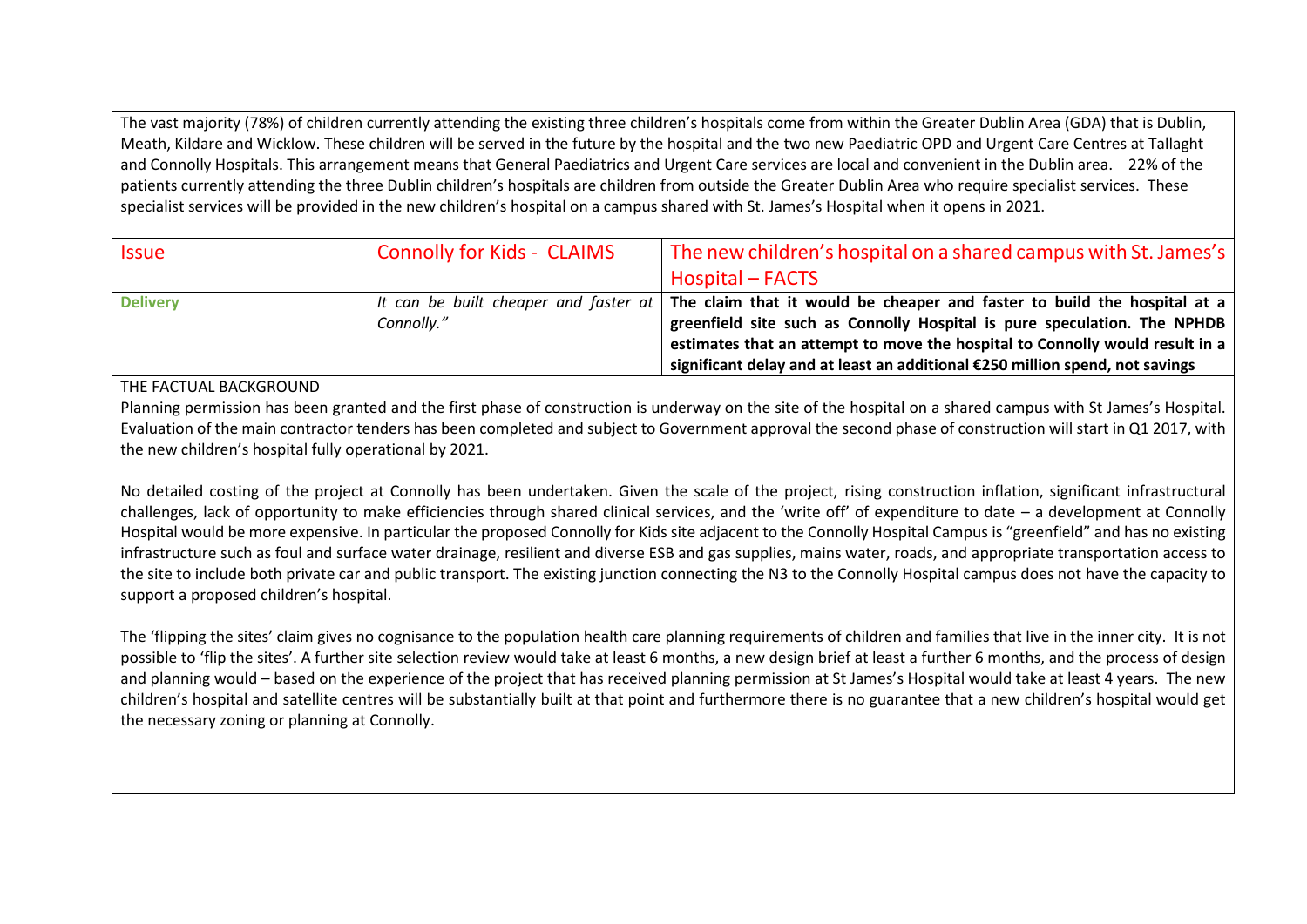The vast majority (78%) of children currently attending the existing three children's hospitals come from within the Greater Dublin Area (GDA) that is Dublin, Meath, Kildare and Wicklow. These children will be served in the future by the hospital and the two new Paediatric OPD and Urgent Care Centres at Tallaght and Connolly Hospitals. This arrangement means that General Paediatrics and Urgent Care services are local and convenient in the Dublin area. 22% of the patients currently attending the three Dublin children's hospitals are children from outside the Greater Dublin Area who require specialist services. These specialist services will be provided in the new children's hospital on a campus shared with St. James's Hospital when it opens in 2021.

| Issue | Connolly for Kids - CLAIMS | The new children's hospital on a shared campus with St. James's Hospital – FACTS |
|---|---|---|
| **Delivery** | *It can be built cheaper and faster at Connolly."* | **The claim that it would be cheaper and faster to build the hospital at a greenfield site such as Connolly Hospital is pure speculation. The NPHDB estimates that an attempt to move the hospital to Connolly would result in a significant delay and at least an additional €250 million spend, not savings** |

THE FACTUAL BACKGROUND

Planning permission has been granted and the first phase of construction is underway on the site of the hospital on a shared campus with St James's Hospital. Evaluation of the main contractor tenders has been completed and subject to Government approval the second phase of construction will start in Q1 2017, with the new children's hospital fully operational by 2021.

No detailed costing of the project at Connolly has been undertaken. Given the scale of the project, rising construction inflation, significant infrastructural challenges, lack of opportunity to make efficiencies through shared clinical services, and the 'write off' of expenditure to date – a development at Connolly Hospital would be more expensive. In particular the proposed Connolly for Kids site adjacent to the Connolly Hospital Campus is "greenfield" and has no existing infrastructure such as foul and surface water drainage, resilient and diverse ESB and gas supplies, mains water, roads, and appropriate transportation access to the site to include both private car and public transport. The existing junction connecting the N3 to the Connolly Hospital campus does not have the capacity to support a proposed children's hospital.

The 'flipping the sites' claim gives no cognisance to the population health care planning requirements of children and families that live in the inner city. It is not possible to 'flip the sites'. A further site selection review would take at least 6 months, a new design brief at least a further 6 months, and the process of design and planning would – based on the experience of the project that has received planning permission at St James's Hospital would take at least 4 years. The new children's hospital and satellite centres will be substantially built at that point and furthermore there is no guarantee that a new children's hospital would get the necessary zoning or planning at Connolly.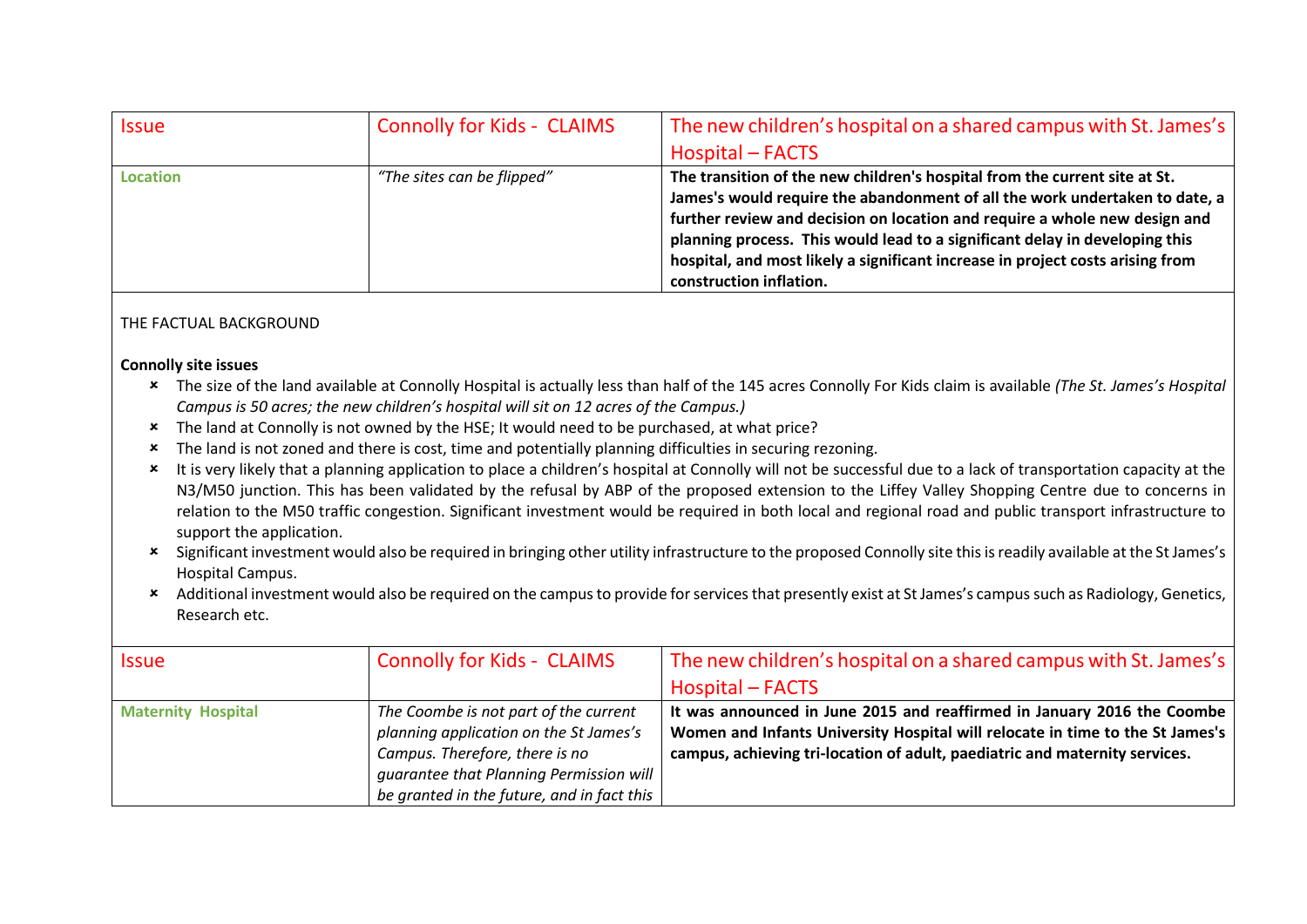| Issue | Connolly for Kids - CLAIMS | The new children's hospital on a shared campus with St. James's Hospital – FACTS |
| --- | --- | --- |
| **Location** | *"The sites can be flipped"* | **The transition of the new children's hospital from the current site at St. James's would require the abandonment of all the work undertaken to date, a further review and decision on location and require a whole new design and planning process. This would lead to a significant delay in developing this hospital, and most likely a significant increase in project costs arising from construction inflation.** |

THE FACTUAL BACKGROUND

**Connolly site issues**

- The size of the land available at Connolly Hospital is actually less than half of the 145 acres Connolly For Kids claim is available *(The St. James's Hospital Campus is 50 acres; the new children's hospital will sit on 12 acres of the Campus.)*
- The land at Connolly is not owned by the HSE; It would need to be purchased, at what price?
- The land is not zoned and there is cost, time and potentially planning difficulties in securing rezoning.
- It is very likely that a planning application to place a children's hospital at Connolly will not be successful due to a lack of transportation capacity at the N3/M50 junction. This has been validated by the refusal by ABP of the proposed extension to the Liffey Valley Shopping Centre due to concerns in relation to the M50 traffic congestion. Significant investment would be required in both local and regional road and public transport infrastructure to support the application.
- Significant investment would also be required in bringing other utility infrastructure to the proposed Connolly site this is readily available at the St James's Hospital Campus.
- Additional investment would also be required on the campus to provide for services that presently exist at St James's campus such as Radiology, Genetics, Research etc.

| Issue | Connolly for Kids - CLAIMS | The new children's hospital on a shared campus with St. James's Hospital – FACTS |
| --- | --- | --- |
| **Maternity Hospital** | *The Coombe is not part of the current planning application on the St James's Campus. Therefore, there is no guarantee that Planning Permission will be granted in the future, and in fact this* | **It was announced in June 2015 and reaffirmed in January 2016 the Coombe Women and Infants University Hospital will relocate in time to the St James's campus, achieving tri-location of adult, paediatric and maternity services.** |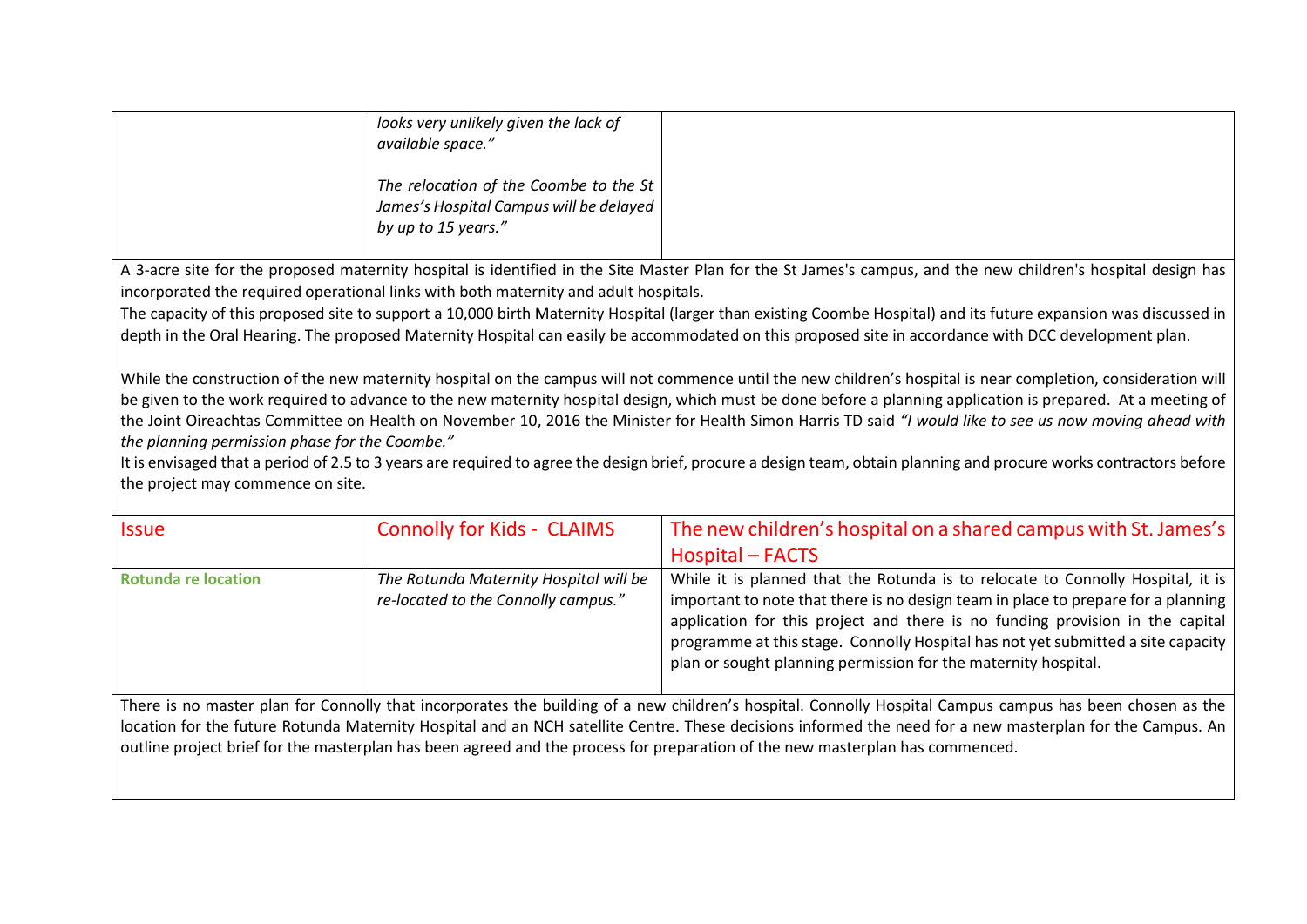| | *looks very unlikely given the lack of available space."*<br><br>*The relocation of the Coombe to the St James's Hospital Campus will be delayed by up to 15 years."* | |
|---|---|---|

A 3-acre site for the proposed maternity hospital is identified in the Site Master Plan for the St James's campus, and the new children's hospital design has incorporated the required operational links with both maternity and adult hospitals.

The capacity of this proposed site to support a 10,000 birth Maternity Hospital (larger than existing Coombe Hospital) and its future expansion was discussed in depth in the Oral Hearing. The proposed Maternity Hospital can easily be accommodated on this proposed site in accordance with DCC development plan.

While the construction of the new maternity hospital on the campus will not commence until the new children's hospital is near completion, consideration will be given to the work required to advance to the new maternity hospital design, which must be done before a planning application is prepared. At a meeting of the Joint Oireachtas Committee on Health on November 10, 2016 the Minister for Health Simon Harris TD said *"I would like to see us now moving ahead with the planning permission phase for the Coombe."*

It is envisaged that a period of 2.5 to 3 years are required to agree the design brief, procure a design team, obtain planning and procure works contractors before the project may commence on site.

| Issue | Connolly for Kids - CLAIMS | The new children's hospital on a shared campus with St. James's Hospital – FACTS |
|---|---|---|
| **Rotunda re location** | *The Rotunda Maternity Hospital will be re-located to the Connolly campus."* | While it is planned that the Rotunda is to relocate to Connolly Hospital, it is important to note that there is no design team in place to prepare for a planning application for this project and there is no funding provision in the capital programme at this stage. Connolly Hospital has not yet submitted a site capacity plan or sought planning permission for the maternity hospital. |

There is no master plan for Connolly that incorporates the building of a new children's hospital. Connolly Hospital Campus campus has been chosen as the location for the future Rotunda Maternity Hospital and an NCH satellite Centre. These decisions informed the need for a new masterplan for the Campus. An outline project brief for the masterplan has been agreed and the process for preparation of the new masterplan has commenced.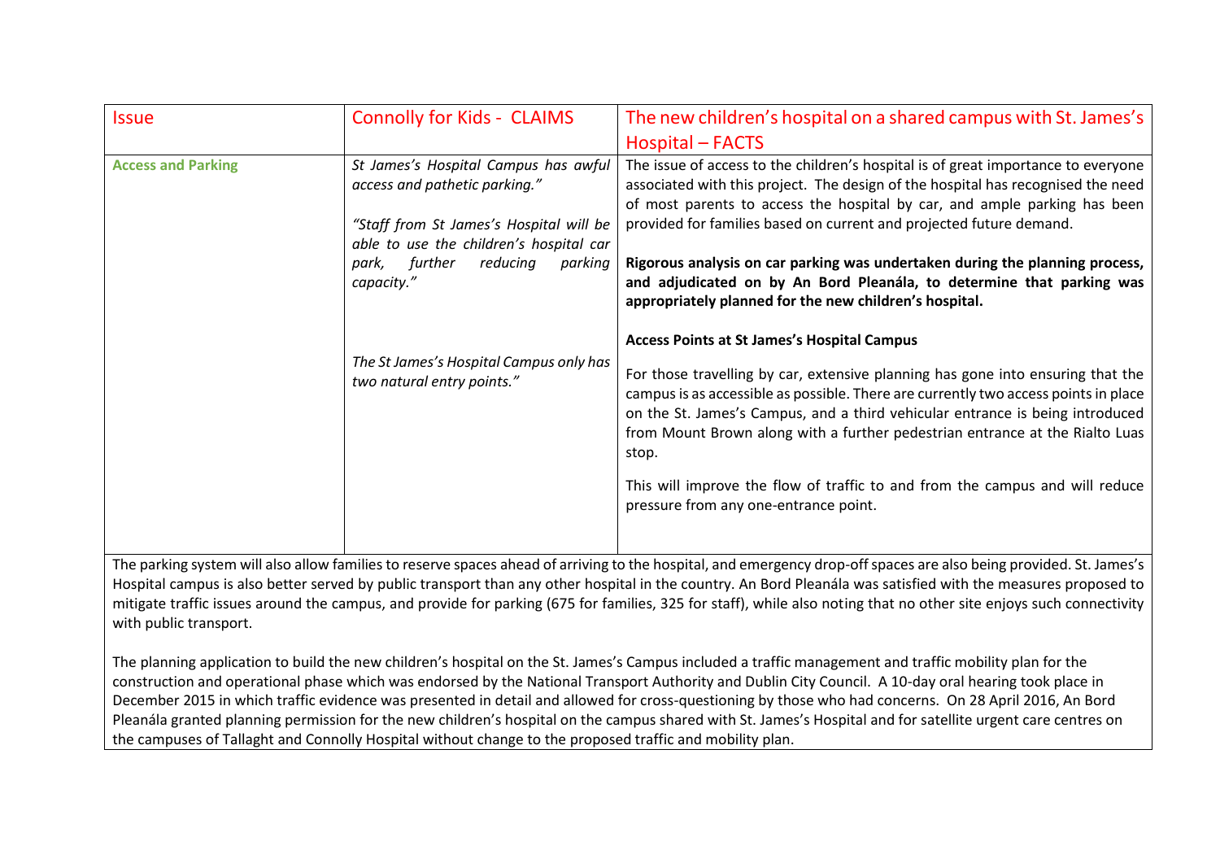| Issue | Connolly for Kids - CLAIMS | The new children's hospital on a shared campus with St. James's Hospital – FACTS |
|---|---|---|
| **Access and Parking** | *St James's Hospital Campus has awful access and pathetic parking."*<br><br>*"Staff from St James's Hospital will be able to use the children's hospital car park, further reducing parking capacity."*<br><br>*The St James's Hospital Campus only has two natural entry points."* | The issue of access to the children's hospital is of great importance to everyone associated with this project. The design of the hospital has recognised the need of most parents to access the hospital by car, and ample parking has been provided for families based on current and projected future demand.<br><br>**Rigorous analysis on car parking was undertaken during the planning process, and adjudicated on by An Bord Pleanála, to determine that parking was appropriately planned for the new children's hospital.**<br><br>**Access Points at St James's Hospital Campus**<br><br>For those travelling by car, extensive planning has gone into ensuring that the campus is as accessible as possible. There are currently two access points in place on the St. James's Campus, and a third vehicular entrance is being introduced from Mount Brown along with a further pedestrian entrance at the Rialto Luas stop.<br><br>This will improve the flow of traffic to and from the campus and will reduce pressure from any one-entrance point. |

The parking system will also allow families to reserve spaces ahead of arriving to the hospital, and emergency drop-off spaces are also being provided. St. James's Hospital campus is also better served by public transport than any other hospital in the country. An Bord Pleanála was satisfied with the measures proposed to mitigate traffic issues around the campus, and provide for parking (675 for families, 325 for staff), while also noting that no other site enjoys such connectivity with public transport.

The planning application to build the new children's hospital on the St. James's Campus included a traffic management and traffic mobility plan for the construction and operational phase which was endorsed by the National Transport Authority and Dublin City Council. A 10-day oral hearing took place in December 2015 in which traffic evidence was presented in detail and allowed for cross-questioning by those who had concerns. On 28 April 2016, An Bord Pleanála granted planning permission for the new children's hospital on the campus shared with St. James's Hospital and for satellite urgent care centres on the campuses of Tallaght and Connolly Hospital without change to the proposed traffic and mobility plan.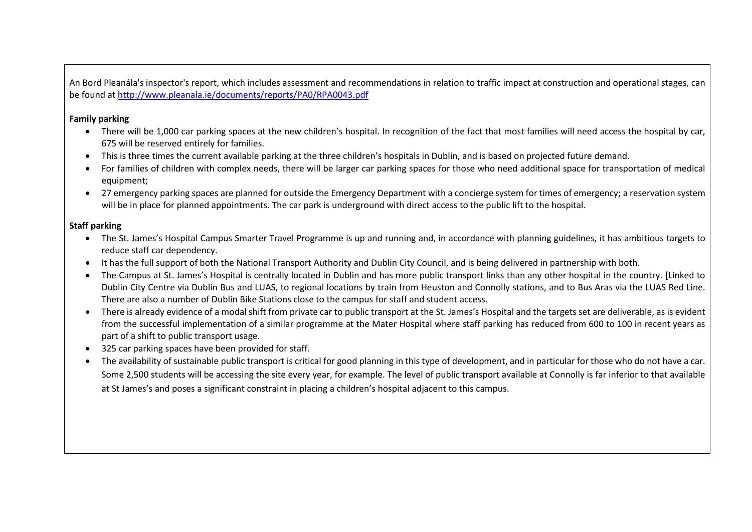An Bord Pleanála's inspector's report, which includes assessment and recommendations in relation to traffic impact at construction and operational stages, can be found at http://www.pleanala.ie/documents/reports/PA0/RPA0043.pdf

**Family parking**

- There will be 1,000 car parking spaces at the new children's hospital. In recognition of the fact that most families will need access the hospital by car, 675 will be reserved entirely for families.
- This is three times the current available parking at the three children's hospitals in Dublin, and is based on projected future demand.
- For families of children with complex needs, there will be larger car parking spaces for those who need additional space for transportation of medical equipment;
- 27 emergency parking spaces are planned for outside the Emergency Department with a concierge system for times of emergency; a reservation system will be in place for planned appointments. The car park is underground with direct access to the public lift to the hospital.

**Staff parking**

- The St. James's Hospital Campus Smarter Travel Programme is up and running and, in accordance with planning guidelines, it has ambitious targets to reduce staff car dependency.
- It has the full support of both the National Transport Authority and Dublin City Council, and is being delivered in partnership with both.
- The Campus at St. James's Hospital is centrally located in Dublin and has more public transport links than any other hospital in the country. [Linked to Dublin City Centre via Dublin Bus and LUAS, to regional locations by train from Heuston and Connolly stations, and to Bus Aras via the LUAS Red Line. There are also a number of Dublin Bike Stations close to the campus for staff and student access.
- There is already evidence of a modal shift from private car to public transport at the St. James's Hospital and the targets set are deliverable, as is evident from the successful implementation of a similar programme at the Mater Hospital where staff parking has reduced from 600 to 100 in recent years as part of a shift to public transport usage.
- 325 car parking spaces have been provided for staff.
- The availability of sustainable public transport is critical for good planning in this type of development, and in particular for those who do not have a car. Some 2,500 students will be accessing the site every year, for example. The level of public transport available at Connolly is far inferior to that available at St James's and poses a significant constraint in placing a children's hospital adjacent to this campus.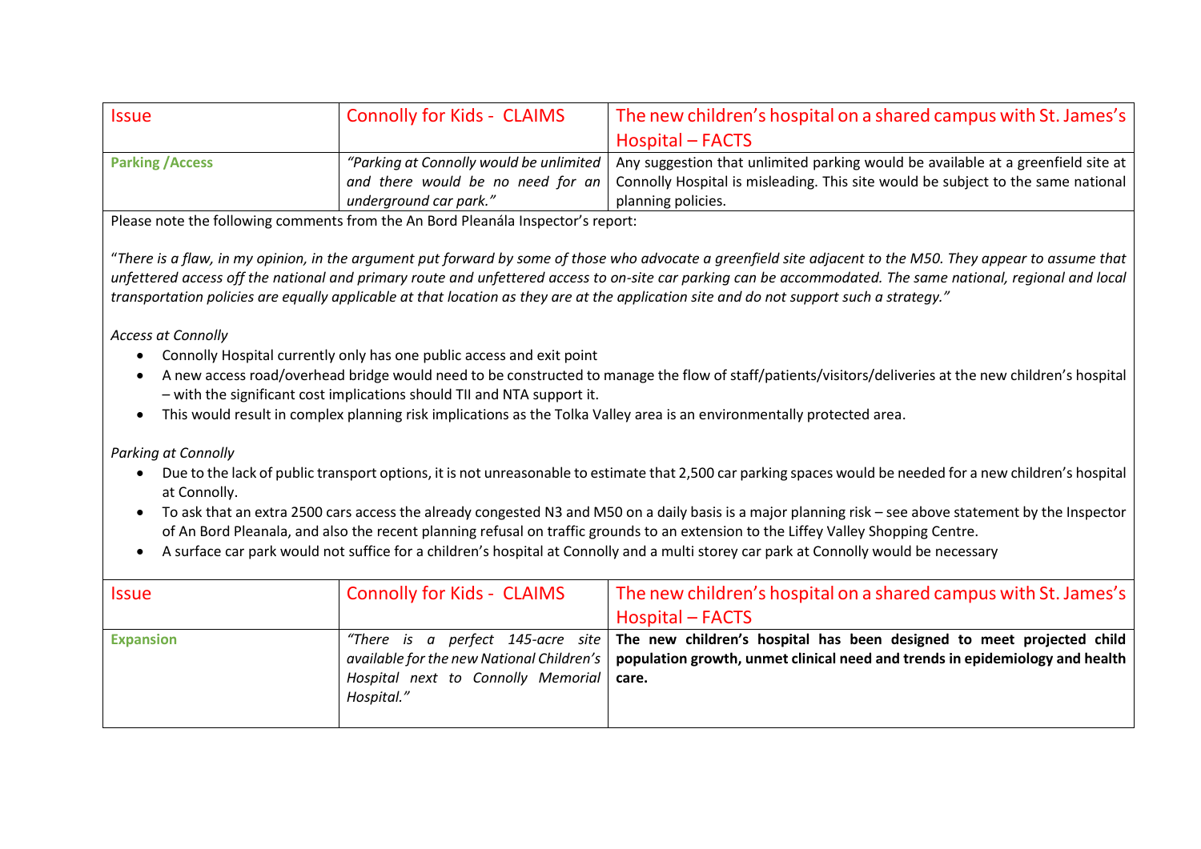| Issue | Connolly for Kids - CLAIMS | The new children's hospital on a shared campus with St. James's Hospital – FACTS |
|---|---|---|
| **Parking /Access** | *"Parking at Connolly would be unlimited and there would be no need for an underground car park."* | Any suggestion that unlimited parking would be available at a greenfield site at Connolly Hospital is misleading. This site would be subject to the same national planning policies. |

Please note the following comments from the An Bord Pleanála Inspector's report:

"*There is a flaw, in my opinion, in the argument put forward by some of those who advocate a greenfield site adjacent to the M50. They appear to assume that unfettered access off the national and primary route and unfettered access to on-site car parking can be accommodated. The same national, regional and local transportation policies are equally applicable at that location as they are at the application site and do not support such a strategy."*

*Access at Connolly*

- Connolly Hospital currently only has one public access and exit point
- A new access road/overhead bridge would need to be constructed to manage the flow of staff/patients/visitors/deliveries at the new children's hospital – with the significant cost implications should TII and NTA support it.
- This would result in complex planning risk implications as the Tolka Valley area is an environmentally protected area.

*Parking at Connolly*

- Due to the lack of public transport options, it is not unreasonable to estimate that 2,500 car parking spaces would be needed for a new children's hospital at Connolly.
- To ask that an extra 2500 cars access the already congested N3 and M50 on a daily basis is a major planning risk – see above statement by the Inspector of An Bord Pleanala, and also the recent planning refusal on traffic grounds to an extension to the Liffey Valley Shopping Centre.
- A surface car park would not suffice for a children's hospital at Connolly and a multi storey car park at Connolly would be necessary

| Issue | Connolly for Kids - CLAIMS | The new children's hospital on a shared campus with St. James's Hospital – FACTS |
|---|---|---|
| **Expansion** | *"There is a perfect 145-acre site available for the new National Children's Hospital next to Connolly Memorial Hospital."* | **The new children's hospital has been designed to meet projected child population growth, unmet clinical need and trends in epidemiology and health care.** |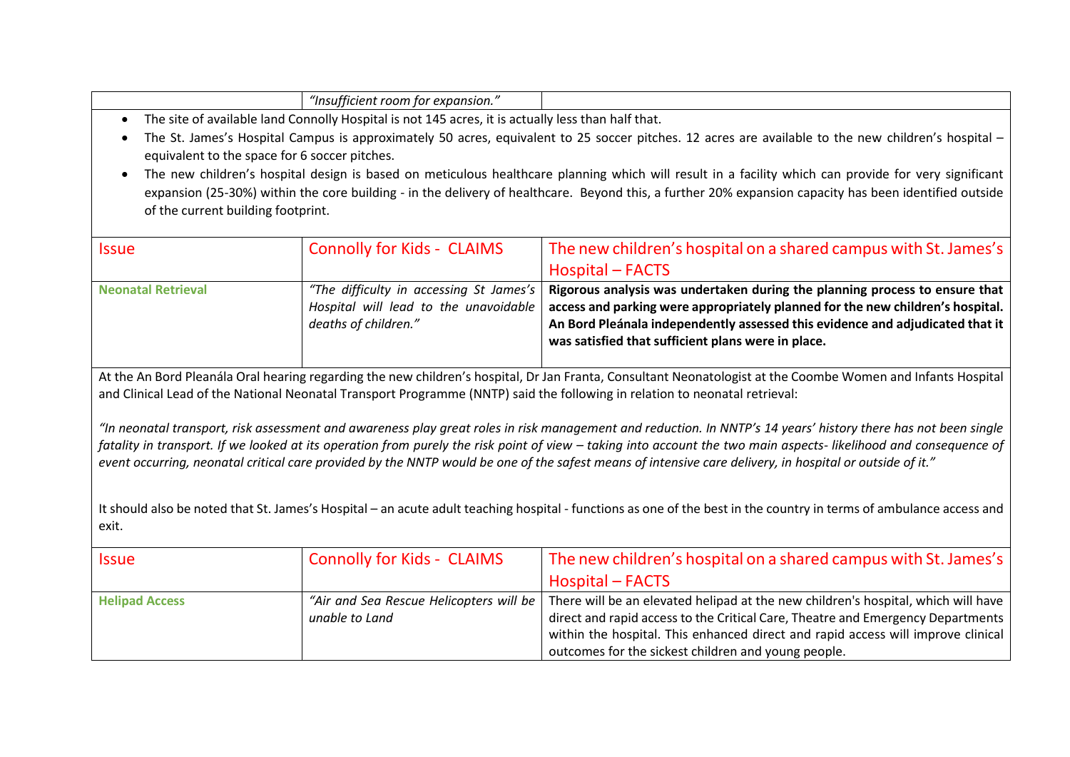| | "Insufficient room for expansion." | |
|---|---|---|

- The site of available land Connolly Hospital is not 145 acres, it is actually less than half that.
- The St. James's Hospital Campus is approximately 50 acres, equivalent to 25 soccer pitches. 12 acres are available to the new children's hospital – equivalent to the space for 6 soccer pitches.
- The new children's hospital design is based on meticulous healthcare planning which will result in a facility which can provide for very significant expansion (25-30%) within the core building - in the delivery of healthcare. Beyond this, a further 20% expansion capacity has been identified outside of the current building footprint.

| Issue | Connolly for Kids - CLAIMS | The new children's hospital on a shared campus with St. James's Hospital – FACTS |
|---|---|---|
| **Neonatal Retrieval** | *"The difficulty in accessing St James's Hospital will lead to the unavoidable deaths of children."* | **Rigorous analysis was undertaken during the planning process to ensure that access and parking were appropriately planned for the new children's hospital. An Bord Pleánala independently assessed this evidence and adjudicated that it was satisfied that sufficient plans were in place.** |

At the An Bord Pleanála Oral hearing regarding the new children's hospital, Dr Jan Franta, Consultant Neonatologist at the Coombe Women and Infants Hospital and Clinical Lead of the National Neonatal Transport Programme (NNTP) said the following in relation to neonatal retrieval:

*"In neonatal transport, risk assessment and awareness play great roles in risk management and reduction. In NNTP's 14 years' history there has not been single fatality in transport. If we looked at its operation from purely the risk point of view – taking into account the two main aspects- likelihood and consequence of event occurring, neonatal critical care provided by the NNTP would be one of the safest means of intensive care delivery, in hospital or outside of it."*

It should also be noted that St. James's Hospital – an acute adult teaching hospital - functions as one of the best in the country in terms of ambulance access and exit.

| Issue | Connolly for Kids - CLAIMS | The new children's hospital on a shared campus with St. James's Hospital – FACTS |
|---|---|---|
| **Helipad Access** | *"Air and Sea Rescue Helicopters will be unable to Land* | There will be an elevated helipad at the new children's hospital, which will have direct and rapid access to the Critical Care, Theatre and Emergency Departments within the hospital. This enhanced direct and rapid access will improve clinical outcomes for the sickest children and young people. |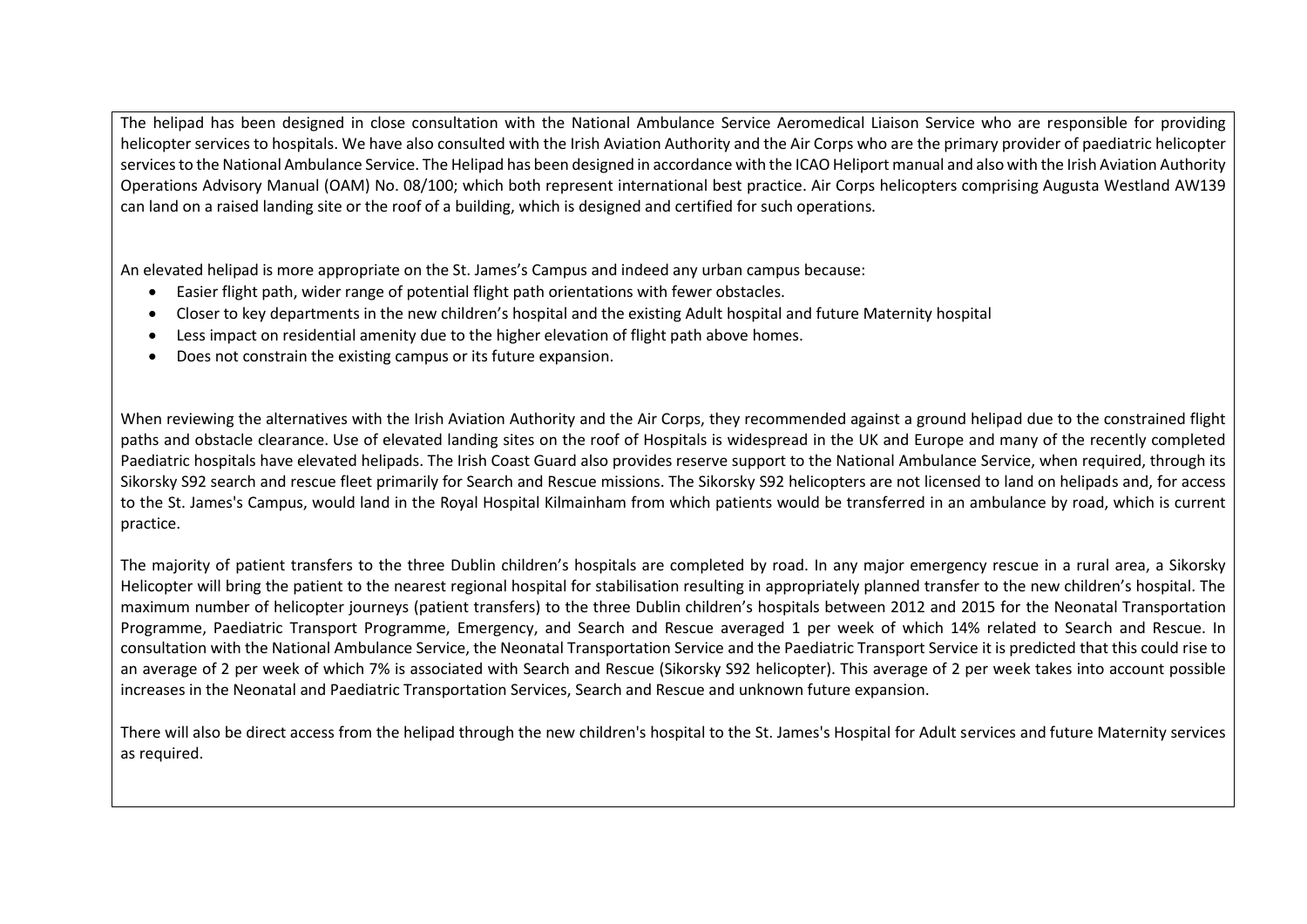The helipad has been designed in close consultation with the National Ambulance Service Aeromedical Liaison Service who are responsible for providing helicopter services to hospitals. We have also consulted with the Irish Aviation Authority and the Air Corps who are the primary provider of paediatric helicopter services to the National Ambulance Service. The Helipad has been designed in accordance with the ICAO Heliport manual and also with the Irish Aviation Authority Operations Advisory Manual (OAM) No. 08/100; which both represent international best practice. Air Corps helicopters comprising Augusta Westland AW139 can land on a raised landing site or the roof of a building, which is designed and certified for such operations.

An elevated helipad is more appropriate on the St. James's Campus and indeed any urban campus because:

- Easier flight path, wider range of potential flight path orientations with fewer obstacles.
- Closer to key departments in the new children's hospital and the existing Adult hospital and future Maternity hospital
- Less impact on residential amenity due to the higher elevation of flight path above homes.
- Does not constrain the existing campus or its future expansion.

When reviewing the alternatives with the Irish Aviation Authority and the Air Corps, they recommended against a ground helipad due to the constrained flight paths and obstacle clearance. Use of elevated landing sites on the roof of Hospitals is widespread in the UK and Europe and many of the recently completed Paediatric hospitals have elevated helipads. The Irish Coast Guard also provides reserve support to the National Ambulance Service, when required, through its Sikorsky S92 search and rescue fleet primarily for Search and Rescue missions. The Sikorsky S92 helicopters are not licensed to land on helipads and, for access to the St. James's Campus, would land in the Royal Hospital Kilmainham from which patients would be transferred in an ambulance by road, which is current practice.

The majority of patient transfers to the three Dublin children's hospitals are completed by road. In any major emergency rescue in a rural area, a Sikorsky Helicopter will bring the patient to the nearest regional hospital for stabilisation resulting in appropriately planned transfer to the new children's hospital. The maximum number of helicopter journeys (patient transfers) to the three Dublin children's hospitals between 2012 and 2015 for the Neonatal Transportation Programme, Paediatric Transport Programme, Emergency, and Search and Rescue averaged 1 per week of which 14% related to Search and Rescue. In consultation with the National Ambulance Service, the Neonatal Transportation Service and the Paediatric Transport Service it is predicted that this could rise to an average of 2 per week of which 7% is associated with Search and Rescue (Sikorsky S92 helicopter). This average of 2 per week takes into account possible increases in the Neonatal and Paediatric Transportation Services, Search and Rescue and unknown future expansion.

There will also be direct access from the helipad through the new children's hospital to the St. James's Hospital for Adult services and future Maternity services as required.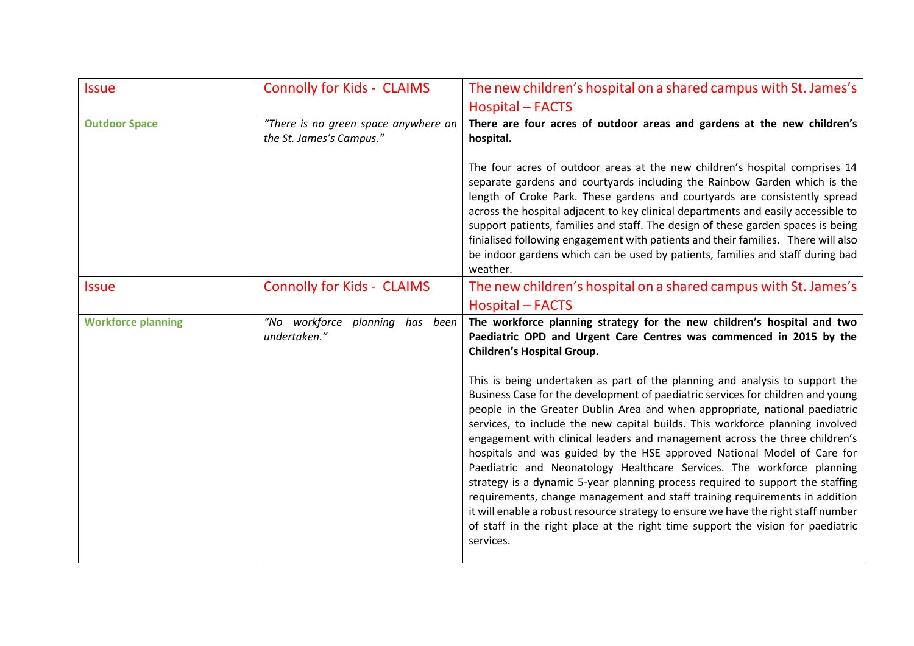| Issue | Connolly for Kids - CLAIMS | The new children's hospital on a shared campus with St. James's Hospital – FACTS |
|---|---|---|
| **Outdoor Space** | *"There is no green space anywhere on the St. James's Campus."* | **There are four acres of outdoor areas and gardens at the new children's hospital.**<br><br>The four acres of outdoor areas at the new children's hospital comprises 14 separate gardens and courtyards including the Rainbow Garden which is the length of Croke Park. These gardens and courtyards are consistently spread across the hospital adjacent to key clinical departments and easily accessible to support patients, families and staff. The design of these garden spaces is being finialised following engagement with patients and their families. There will also be indoor gardens which can be used by patients, families and staff during bad weather. |

| Issue | Connolly for Kids - CLAIMS | The new children's hospital on a shared campus with St. James's Hospital – FACTS |
|---|---|---|
| **Workforce planning** | *"No workforce planning has been undertaken."* | **The workforce planning strategy for the new children's hospital and two Paediatric OPD and Urgent Care Centres was commenced in 2015 by the Children's Hospital Group.**<br><br>This is being undertaken as part of the planning and analysis to support the Business Case for the development of paediatric services for children and young people in the Greater Dublin Area and when appropriate, national paediatric services, to include the new capital builds. This workforce planning involved engagement with clinical leaders and management across the three children's hospitals and was guided by the HSE approved National Model of Care for Paediatric and Neonatology Healthcare Services. The workforce planning strategy is a dynamic 5-year planning process required to support the staffing requirements, change management and staff training requirements in addition it will enable a robust resource strategy to ensure we have the right staff number of staff in the right place at the right time support the vision for paediatric services. |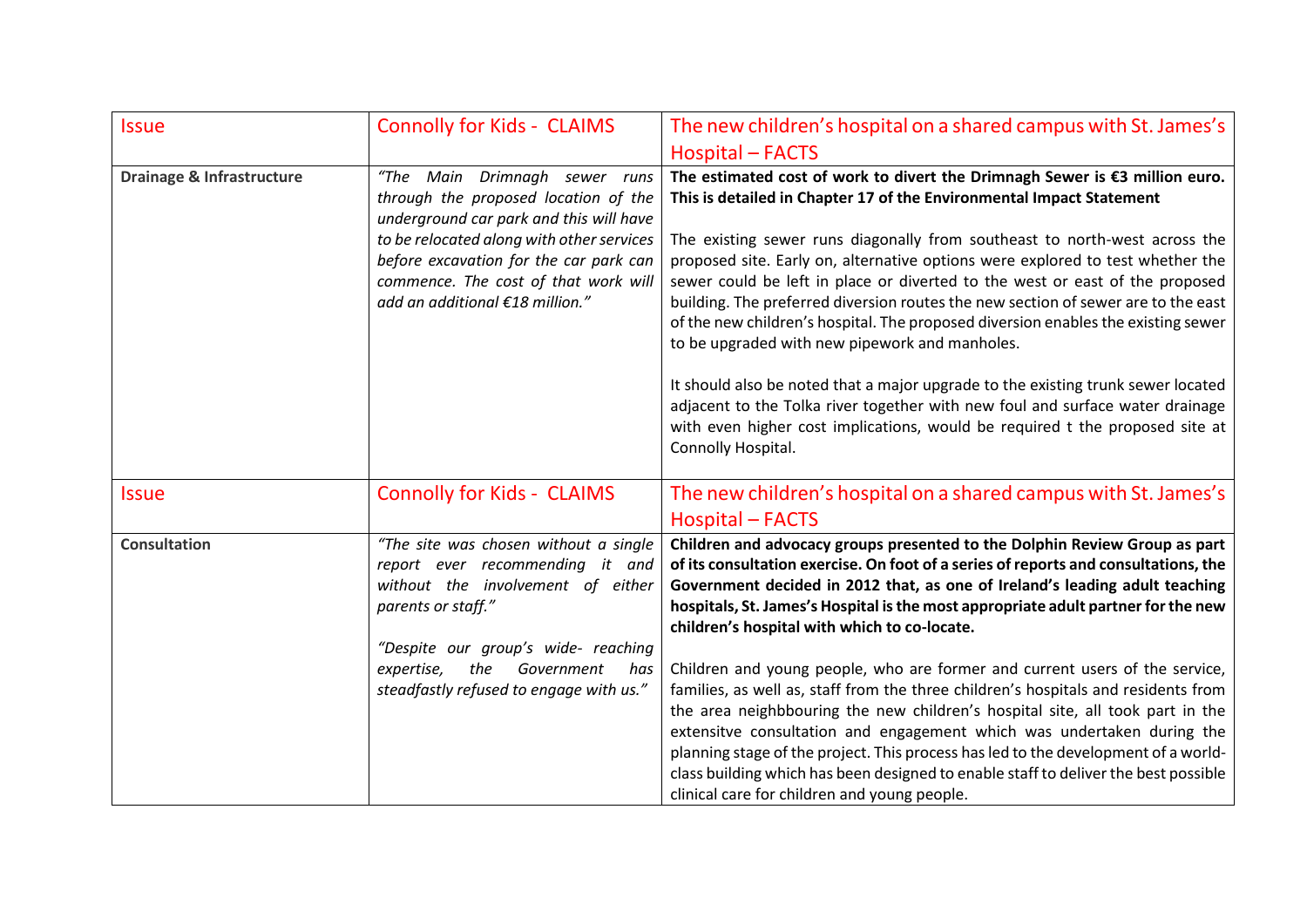| Issue | Connolly for Kids - CLAIMS | The new children's hospital on a shared campus with St. James's Hospital – FACTS |
|---|---|---|
| **Drainage & Infrastructure** | *"The Main Drimnagh sewer runs through the proposed location of the underground car park and this will have to be relocated along with other services before excavation for the car park can commence. The cost of that work will add an additional €18 million."* | **The estimated cost of work to divert the Drimnagh Sewer is €3 million euro. This is detailed in Chapter 17 of the Environmental Impact Statement**<br><br>The existing sewer runs diagonally from southeast to north-west across the proposed site. Early on, alternative options were explored to test whether the sewer could be left in place or diverted to the west or east of the proposed building. The preferred diversion routes the new section of sewer are to the east of the new children's hospital. The proposed diversion enables the existing sewer to be upgraded with new pipework and manholes.<br><br>It should also be noted that a major upgrade to the existing trunk sewer located adjacent to the Tolka river together with new foul and surface water drainage with even higher cost implications, would be required t the proposed site at Connolly Hospital. |

| Issue | Connolly for Kids - CLAIMS | The new children's hospital on a shared campus with St. James's Hospital – FACTS |
|---|---|---|
| **Consultation** | *"The site was chosen without a single report ever recommending it and without the involvement of either parents or staff."*<br><br>*"Despite our group's wide- reaching expertise, the Government has steadfastly refused to engage with us."* | **Children and advocacy groups presented to the Dolphin Review Group as part of its consultation exercise. On foot of a series of reports and consultations, the Government decided in 2012 that, as one of Ireland's leading adult teaching hospitals, St. James's Hospital is the most appropriate adult partner for the new children's hospital with which to co-locate.**<br><br>Children and young people, who are former and current users of the service, families, as well as, staff from the three children's hospitals and residents from the area neighbbouring the new children's hospital site, all took part in the extensitve consultation and engagement which was undertaken during the planning stage of the project. This process has led to the development of a world-class building which has been designed to enable staff to deliver the best possible clinical care for children and young people. |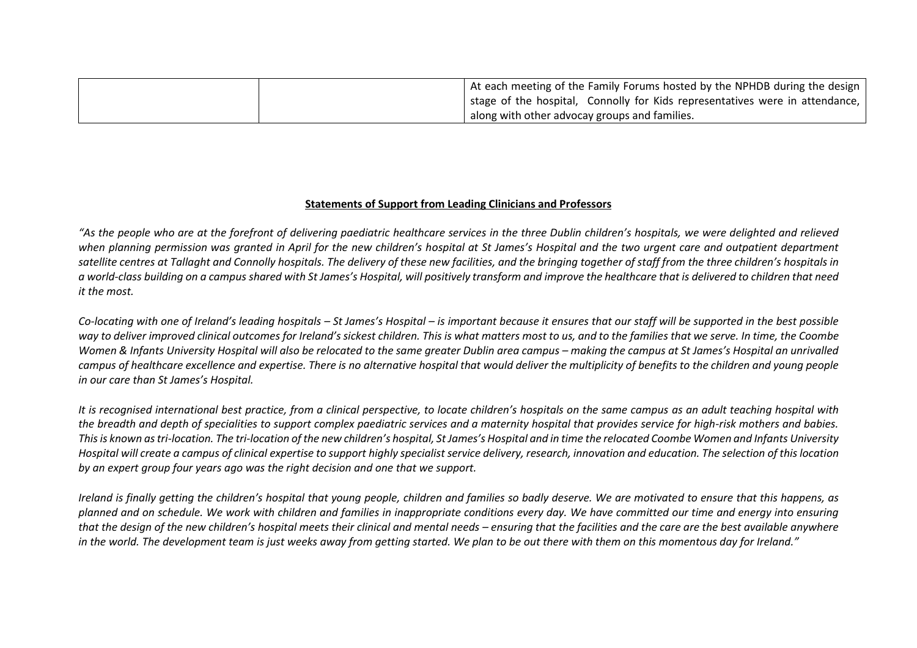| | | |
|---|---|---|
| | | At each meeting of the Family Forums hosted by the NPHDB during the design stage of the hospital, Connolly for Kids representatives were in attendance, along with other advocay groups and families. |

**Statements of Support from Leading Clinicians and Professors**

*"As the people who are at the forefront of delivering paediatric healthcare services in the three Dublin children's hospitals, we were delighted and relieved when planning permission was granted in April for the new children's hospital at St James's Hospital and the two urgent care and outpatient department satellite centres at Tallaght and Connolly hospitals. The delivery of these new facilities, and the bringing together of staff from the three children's hospitals in a world-class building on a campus shared with St James's Hospital, will positively transform and improve the healthcare that is delivered to children that need it the most.*

*Co-locating with one of Ireland's leading hospitals – St James's Hospital – is important because it ensures that our staff will be supported in the best possible way to deliver improved clinical outcomes for Ireland's sickest children. This is what matters most to us, and to the families that we serve. In time, the Coombe Women & Infants University Hospital will also be relocated to the same greater Dublin area campus – making the campus at St James's Hospital an unrivalled campus of healthcare excellence and expertise. There is no alternative hospital that would deliver the multiplicity of benefits to the children and young people in our care than St James's Hospital.*

*It is recognised international best practice, from a clinical perspective, to locate children's hospitals on the same campus as an adult teaching hospital with the breadth and depth of specialities to support complex paediatric services and a maternity hospital that provides service for high-risk mothers and babies. This is known as tri-location. The tri-location of the new children's hospital, St James's Hospital and in time the relocated Coombe Women and Infants University Hospital will create a campus of clinical expertise to support highly specialist service delivery, research, innovation and education. The selection of this location by an expert group four years ago was the right decision and one that we support.*

*Ireland is finally getting the children's hospital that young people, children and families so badly deserve. We are motivated to ensure that this happens, as planned and on schedule. We work with children and families in inappropriate conditions every day. We have committed our time and energy into ensuring that the design of the new children's hospital meets their clinical and mental needs – ensuring that the facilities and the care are the best available anywhere in the world. The development team is just weeks away from getting started. We plan to be out there with them on this momentous day for Ireland."*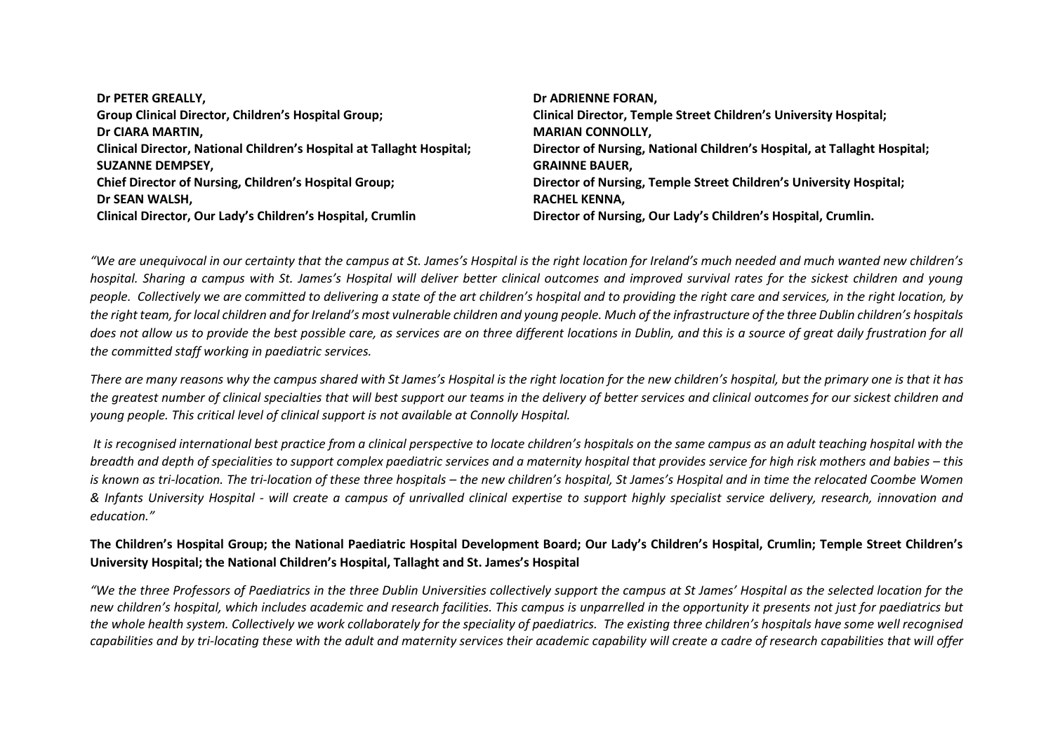**Dr PETER GREALLY,**
**Group Clinical Director, Children's Hospital Group;**
**Dr CIARA MARTIN,**
**Clinical Director, National Children's Hospital at Tallaght Hospital;**
**SUZANNE DEMPSEY,**
**Chief Director of Nursing, Children's Hospital Group;**
**Dr SEAN WALSH,**
**Clinical Director, Our Lady's Children's Hospital, Crumlin**

**Dr ADRIENNE FORAN,**
**Clinical Director, Temple Street Children's University Hospital;**
**MARIAN CONNOLLY,**
**Director of Nursing, National Children's Hospital, at Tallaght Hospital;**
**GRAINNE BAUER,**
**Director of Nursing, Temple Street Children's University Hospital;**
**RACHEL KENNA,**
**Director of Nursing, Our Lady's Children's Hospital, Crumlin.**

*"We are unequivocal in our certainty that the campus at St. James's Hospital is the right location for Ireland's much needed and much wanted new children's hospital. Sharing a campus with St. James's Hospital will deliver better clinical outcomes and improved survival rates for the sickest children and young people. Collectively we are committed to delivering a state of the art children's hospital and to providing the right care and services, in the right location, by the right team, for local children and for Ireland's most vulnerable children and young people. Much of the infrastructure of the three Dublin children's hospitals does not allow us to provide the best possible care, as services are on three different locations in Dublin, and this is a source of great daily frustration for all the committed staff working in paediatric services.*

*There are many reasons why the campus shared with St James's Hospital is the right location for the new children's hospital, but the primary one is that it has the greatest number of clinical specialties that will best support our teams in the delivery of better services and clinical outcomes for our sickest children and young people. This critical level of clinical support is not available at Connolly Hospital.*

*It is recognised international best practice from a clinical perspective to locate children's hospitals on the same campus as an adult teaching hospital with the breadth and depth of specialities to support complex paediatric services and a maternity hospital that provides service for high risk mothers and babies – this is known as tri-location. The tri-location of these three hospitals – the new children's hospital, St James's Hospital and in time the relocated Coombe Women & Infants University Hospital - will create a campus of unrivalled clinical expertise to support highly specialist service delivery, research, innovation and education."*

**The Children's Hospital Group; the National Paediatric Hospital Development Board; Our Lady's Children's Hospital, Crumlin; Temple Street Children's University Hospital; the National Children's Hospital, Tallaght and St. James's Hospital**

*"We the three Professors of Paediatrics in the three Dublin Universities collectively support the campus at St James' Hospital as the selected location for the new children's hospital, which includes academic and research facilities. This campus is unparrelled in the opportunity it presents not just for paediatrics but the whole health system. Collectively we work collaboratively for the speciality of paediatrics. The existing three children's hospitals have some well recognised capabilities and by tri-locating these with the adult and maternity services their academic capability will create a cadre of research capabilities that will offer*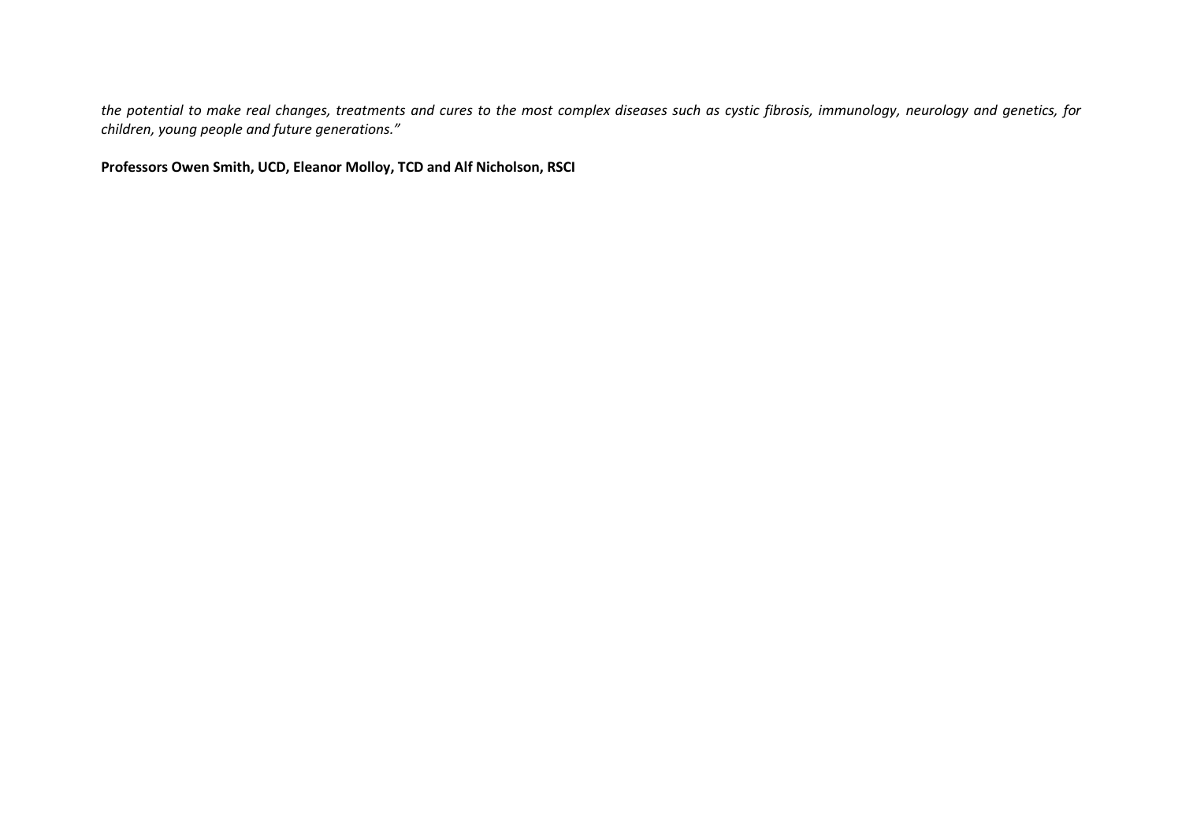*the potential to make real changes, treatments and cures to the most complex diseases such as cystic fibrosis, immunology, neurology and genetics, for children, young people and future generations."*

**Professors Owen Smith, UCD, Eleanor Molloy, TCD and Alf Nicholson, RSCI**